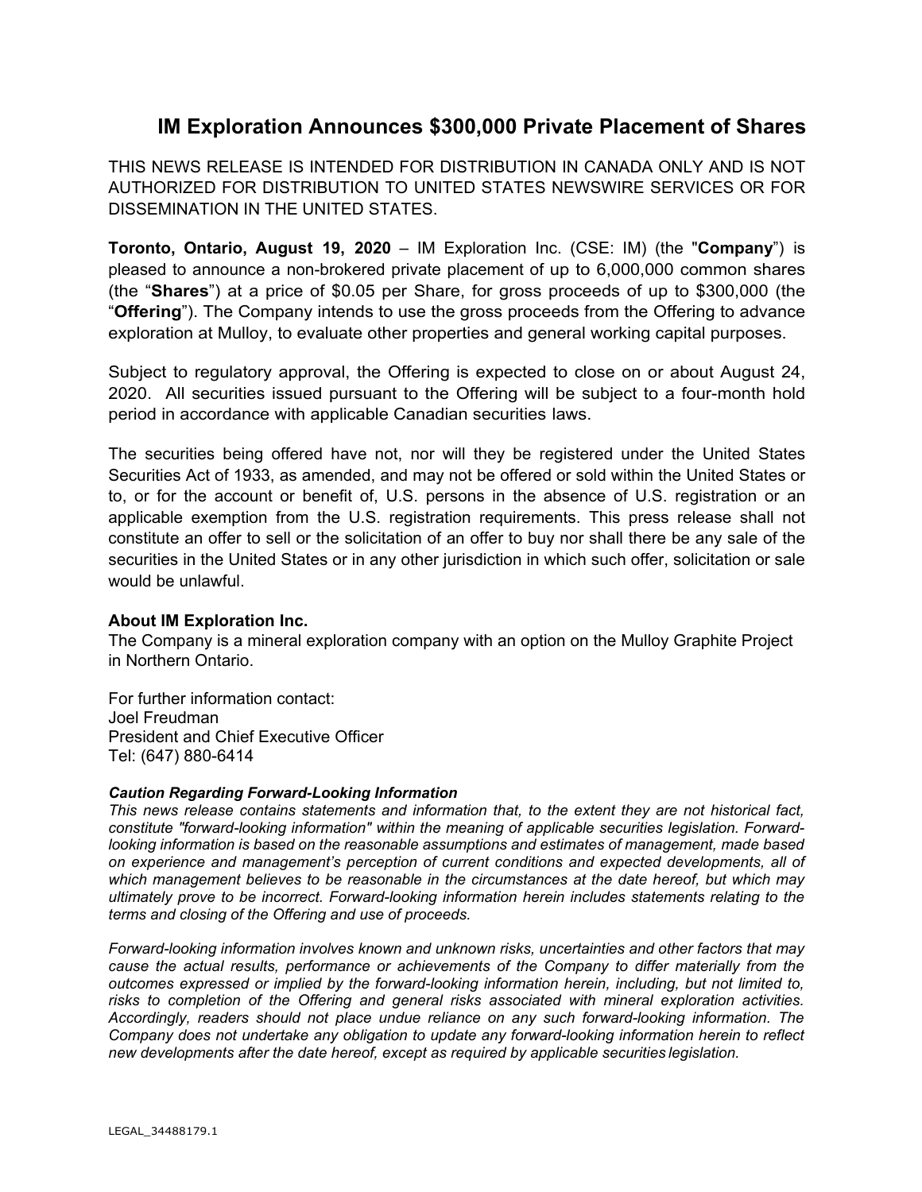# IM Exploration Announces $300,000 Private Placement of Shares

THIS NEWS RELEASE IS INTENDED FOR DISTRIBUTION IN CANADA ONLY AND IS NOT AUTHORIZED FOR DISTRIBUTION TO UNITED STATES NEWSWIRE SERVICES OR FOR DISSEMINATION IN THE UNITED STATES.

**Toronto, Ontario, August 19, 2020** – IM Exploration Inc. (CSE: IM) (the "**Company**") is pleased to announce a non-brokered private placement of up to 6,000,000 common shares (the "**Shares**") at a price of $0.05 per Share, for gross proceeds of up to $300,000 (the "**Offering**"). The Company intends to use the gross proceeds from the Offering to advance exploration at Mulloy, to evaluate other properties and general working capital purposes.

Subject to regulatory approval, the Offering is expected to close on or about August 24, 2020. All securities issued pursuant to the Offering will be subject to a four-month hold period in accordance with applicable Canadian securities laws.

The securities being offered have not, nor will they be registered under the United States Securities Act of 1933, as amended, and may not be offered or sold within the United States or to, or for the account or benefit of, U.S. persons in the absence of U.S. registration or an applicable exemption from the U.S. registration requirements. This press release shall not constitute an offer to sell or the solicitation of an offer to buy nor shall there be any sale of the securities in the United States or in any other jurisdiction in which such offer, solicitation or sale would be unlawful.

**About IM Exploration Inc.**
The Company is a mineral exploration company with an option on the Mulloy Graphite Project in Northern Ontario.

For further information contact:
Joel Freudman
President and Chief Executive Officer
Tel: (647) 880-6414

***Caution Regarding Forward-Looking Information***
*This news release contains statements and information that, to the extent they are not historical fact, constitute "forward-looking information" within the meaning of applicable securities legislation. Forward-looking information is based on the reasonable assumptions and estimates of management, made based on experience and management's perception of current conditions and expected developments, all of which management believes to be reasonable in the circumstances at the date hereof, but which may ultimately prove to be incorrect. Forward-looking information herein includes statements relating to the terms and closing of the Offering and use of proceeds.*

*Forward-looking information involves known and unknown risks, uncertainties and other factors that may cause the actual results, performance or achievements of the Company to differ materially from the outcomes expressed or implied by the forward-looking information herein, including, but not limited to, risks to completion of the Offering and general risks associated with mineral exploration activities. Accordingly, readers should not place undue reliance on any such forward-looking information. The Company does not undertake any obligation to update any forward-looking information herein to reflect new developments after the date hereof, except as required by applicable securities legislation.*

LEGAL_34488179.1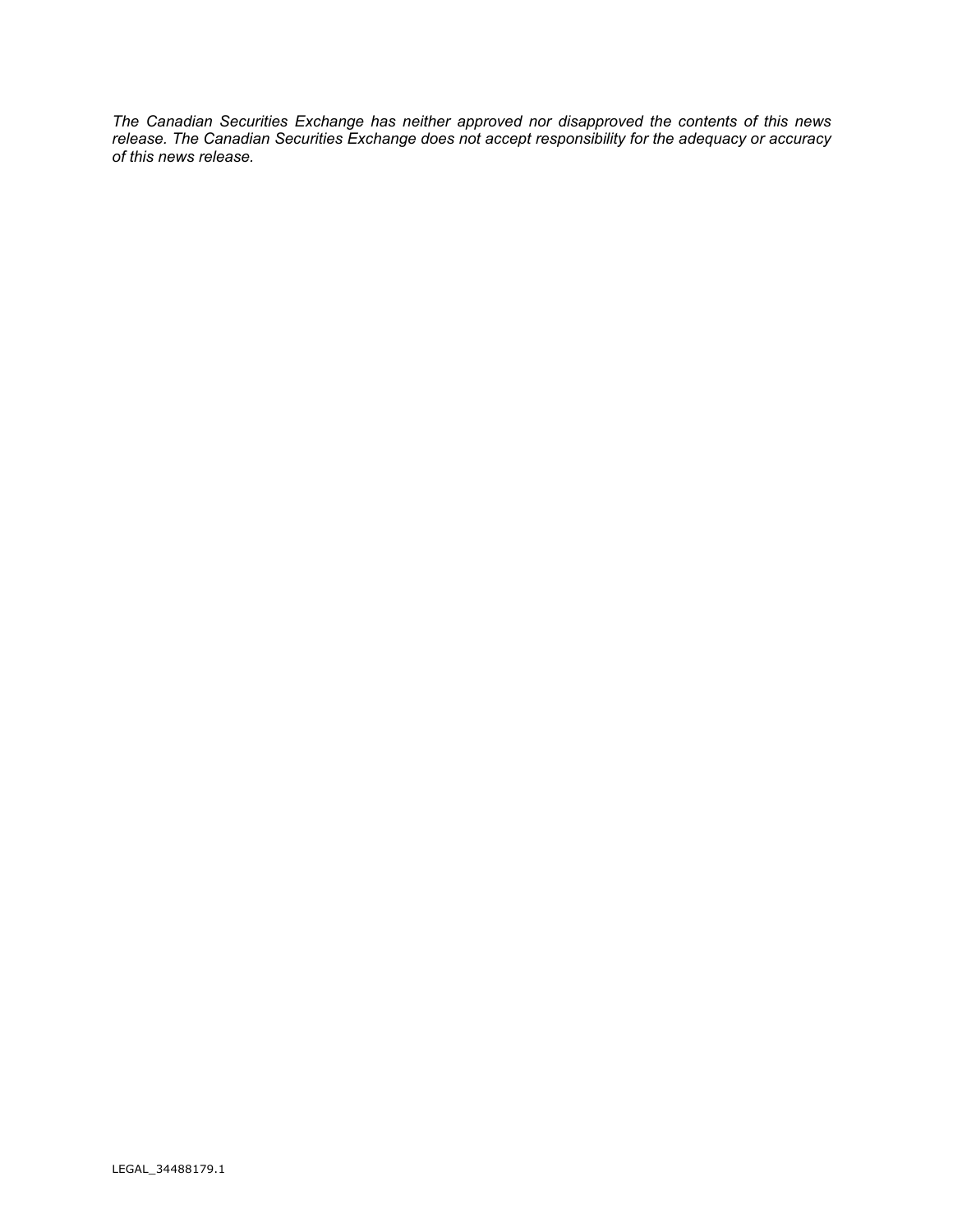*The Canadian Securities Exchange has neither approved nor disapproved the contents of this news release. The Canadian Securities Exchange does not accept responsibility for the adequacy or accuracy of this news release.*